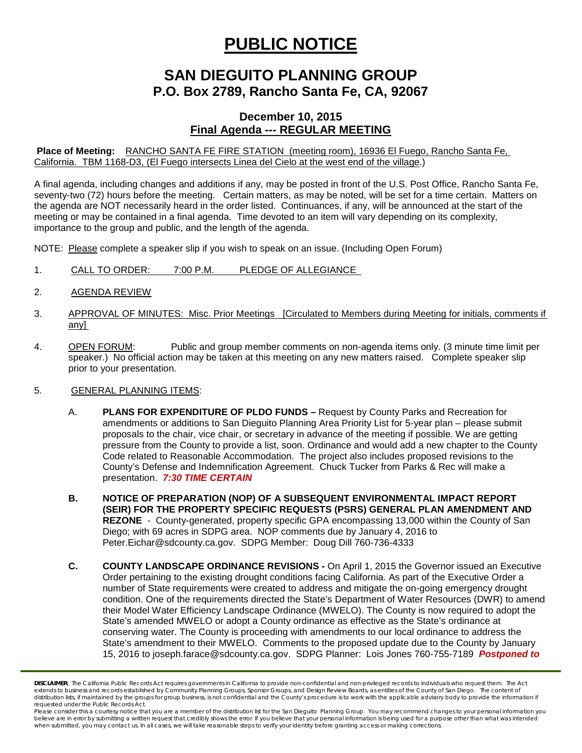# PUBLIC NOTICE

## SAN DIEGUITO PLANNING GROUP
## P.O. Box 2789, Rancho Santa Fe, CA, 92067

### December 10, 2015
### Final Agenda --- REGULAR MEETING

**Place of Meeting:** RANCHO SANTA FE FIRE STATION (meeting room), 16936 El Fuego, Rancho Santa Fe, California. TBM 1168-D3, (El Fuego intersects Linea del Cielo at the west end of the village.)

A final agenda, including changes and additions if any, may be posted in front of the U.S. Post Office, Rancho Santa Fe, seventy-two (72) hours before the meeting. Certain matters, as may be noted, will be set for a time certain. Matters on the agenda are NOT necessarily heard in the order listed. Continuances, if any, will be announced at the start of the meeting or may be contained in a final agenda. Time devoted to an item will vary depending on its complexity, importance to the group and public, and the length of the agenda.

NOTE: Please complete a speaker slip if you wish to speak on an issue. (Including Open Forum)

1. CALL TO ORDER: 7:00 P.M. PLEDGE OF ALLEGIANCE

2. AGENDA REVIEW

3. APPROVAL OF MINUTES: Misc. Prior Meetings [Circulated to Members during Meeting for initials, comments if any]

4. OPEN FORUM: Public and group member comments on non-agenda items only. (3 minute time limit per speaker.) No official action may be taken at this meeting on any new matters raised. Complete speaker slip prior to your presentation.

5. GENERAL PLANNING ITEMS:

   A. **PLANS FOR EXPENDITURE OF PLDO FUNDS –** Request by County Parks and Recreation for amendments or additions to San Dieguito Planning Area Priority List for 5-year plan – please submit proposals to the chair, vice chair, or secretary in advance of the meeting if possible. We are getting pressure from the County to provide a list, soon. Ordinance and would add a new chapter to the County Code related to Reasonable Accommodation. The project also includes proposed revisions to the County's Defense and Indemnification Agreement. Chuck Tucker from Parks & Rec will make a presentation. ***7:30 TIME CERTAIN***

   **B. NOTICE OF PREPARATION (NOP) OF A SUBSEQUENT ENVIRONMENTAL IMPACT REPORT (SEIR) FOR THE PROPERTY SPECIFIC REQUESTS (PSRS) GENERAL PLAN AMENDMENT AND REZONE** - County-generated, property specific GPA encompassing 13,000 within the County of San Diego; with 69 acres in SDPG area. NOP comments due by January 4, 2016 to Peter.Eichar@sdcounty.ca.gov. SDPG Member: Doug Dill 760-736-4333

   **C. COUNTY LANDSCAPE ORDINANCE REVISIONS -** On April 1, 2015 the Governor issued an Executive Order pertaining to the existing drought conditions facing California. As part of the Executive Order a number of State requirements were created to address and mitigate the on-going emergency drought condition. One of the requirements directed the State's Department of Water Resources (DWR) to amend their Model Water Efficiency Landscape Ordinance (MWELO). The County is now required to adopt the State's amended MWELO or adopt a County ordinance as effective as the State's ordinance at conserving water. The County is proceeding with amendments to our local ordinance to address the State's amendment to their MWELO. Comments to the proposed update due to the County by January 15, 2016 to joseph.farace@sdcounty.ca.gov. SDPG Planner: Lois Jones 760-755-7189 ***Postponed to***

---

**DISCLAIMER**; The California Public Records Act requires governments in California to provide non-confidential and non-privileged records to individuals who request them. The Act extends to business and records established by Community Planning Groups, Sponsor Groups, and Design Review Boards, as entities of the County of San Diego. The content of distribution lists, if maintained by the groups for group business, is not confidential and the County's procedure is to work with the applicable advisory body to provide the information if requested under the Public Records Act.

Please consider this a courtesy notice that you are a member of the distribution list for the San Dieguito Planning Group. You may recommend changes to your personal information you believe are in error by submitting a written request that credibly shows the error. If you believe that your personal information is being used for a purpose other than what was intended when submitted, you may contact us. In all cases, we will take reasonable steps to verify your identity before granting access or making corrections.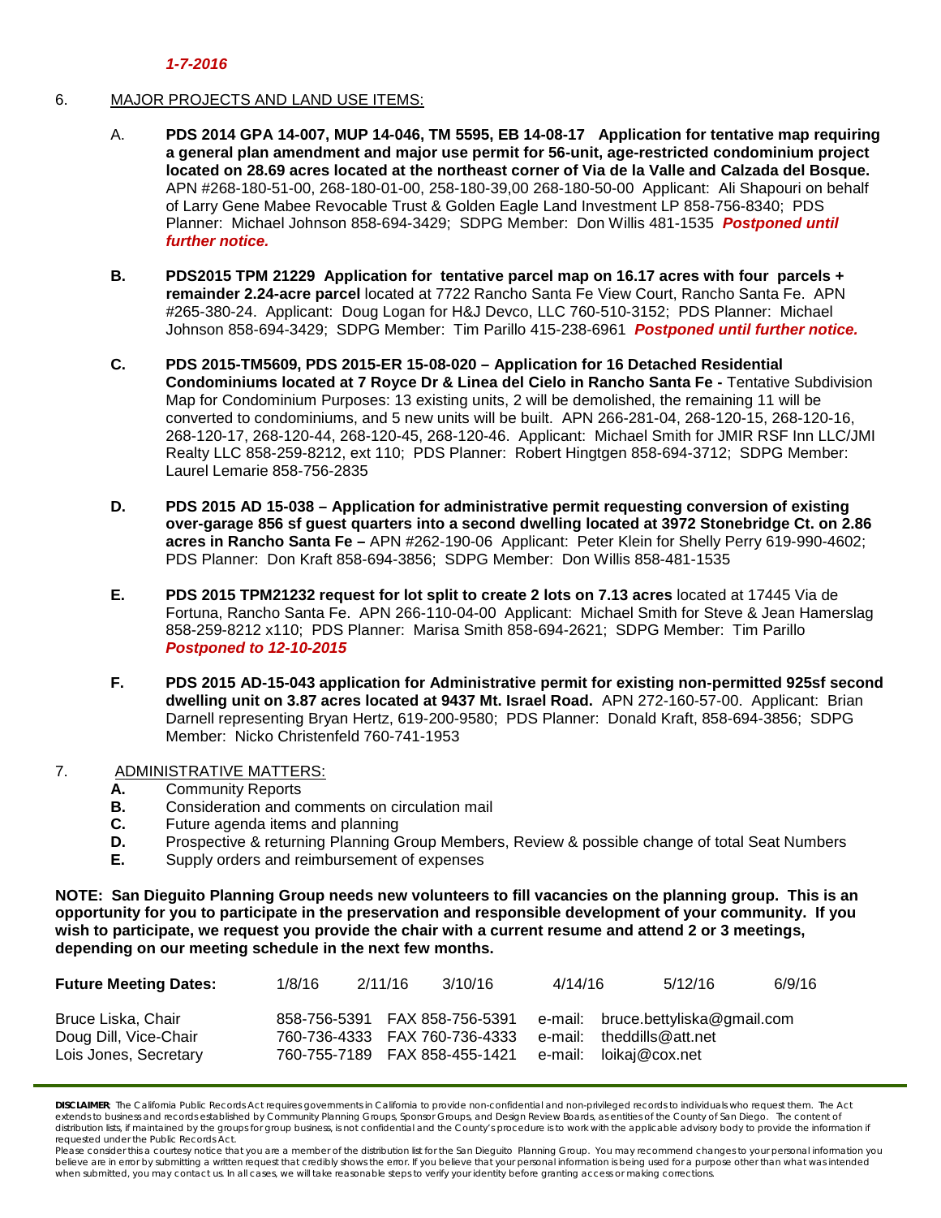***1-7-2016***

6. <u>MAJOR PROJECTS AND LAND USE ITEMS:</u>

   A. **PDS 2014 GPA 14-007, MUP 14-046, TM 5595, EB 14-08-17 Application for tentative map requiring a general plan amendment and major use permit for 56-unit, age-restricted condominium project located on 28.69 acres located at the northeast corner of Via de la Valle and Calzada del Bosque.** APN #268-180-51-00, 268-180-01-00, 258-180-39,00 268-180-50-00 Applicant: Ali Shapouri on behalf of Larry Gene Mabee Revocable Trust & Golden Eagle Land Investment LP 858-756-8340; PDS Planner: Michael Johnson 858-694-3429; SDPG Member: Don Willis 481-1535 ***Postponed until further notice.***

   **B. PDS2015 TPM 21229 Application for tentative parcel map on 16.17 acres with four parcels + remainder 2.24-acre parcel** located at 7722 Rancho Santa Fe View Court, Rancho Santa Fe. APN #265-380-24. Applicant: Doug Logan for H&J Devco, LLC 760-510-3152; PDS Planner: Michael Johnson 858-694-3429; SDPG Member: Tim Parillo 415-238-6961 ***Postponed until further notice.***

   **C. PDS 2015-TM5609, PDS 2015-ER 15-08-020 – Application for 16 Detached Residential Condominiums located at 7 Royce Dr & Linea del Cielo in Rancho Santa Fe -** Tentative Subdivision Map for Condominium Purposes: 13 existing units, 2 will be demolished, the remaining 11 will be converted to condominiums, and 5 new units will be built. APN 266-281-04, 268-120-15, 268-120-16, 268-120-17, 268-120-44, 268-120-45, 268-120-46. Applicant: Michael Smith for JMIR RSF Inn LLC/JMI Realty LLC 858-259-8212, ext 110; PDS Planner: Robert Hingtgen 858-694-3712; SDPG Member: Laurel Lemarie 858-756-2835

   **D. PDS 2015 AD 15-038 – Application for administrative permit requesting conversion of existing over-garage 856 sf guest quarters into a second dwelling located at 3972 Stonebridge Ct. on 2.86 acres in Rancho Santa Fe –** APN #262-190-06 Applicant: Peter Klein for Shelly Perry 619-990-4602; PDS Planner: Don Kraft 858-694-3856; SDPG Member: Don Willis 858-481-1535

   **E. PDS 2015 TPM21232 request for lot split to create 2 lots on 7.13 acres** located at 17445 Via de Fortuna, Rancho Santa Fe. APN 266-110-04-00 Applicant: Michael Smith for Steve & Jean Hamerslag 858-259-8212 x110; PDS Planner: Marisa Smith 858-694-2621; SDPG Member: Tim Parillo ***Postponed to 12-10-2015***

   **F. PDS 2015 AD-15-043 application for Administrative permit for existing non-permitted 925sf second dwelling unit on 3.87 acres located at 9437 Mt. Israel Road.** APN 272-160-57-00. Applicant: Brian Darnell representing Bryan Hertz, 619-200-9580; PDS Planner: Donald Kraft, 858-694-3856; SDPG Member: Nicko Christenfeld 760-741-1953

7. <u>ADMINISTRATIVE MATTERS:</u>
   **A.** Community Reports
   **B.** Consideration and comments on circulation mail
   **C.** Future agenda items and planning
   **D.** Prospective & returning Planning Group Members, Review & possible change of total Seat Numbers
   **E.** Supply orders and reimbursement of expenses

**NOTE: San Dieguito Planning Group needs new volunteers to fill vacancies on the planning group. This is an opportunity for you to participate in the preservation and responsible development of your community. If you wish to participate, we request you provide the chair with a current resume and attend 2 or 3 meetings, depending on our meeting schedule in the next few months.**

| **Future Meeting Dates:** | 1/8/16 | 2/11/16 | 3/10/16 | 4/14/16 | 5/12/16 | 6/9/16 |
|---|---|---|---|---|---|---|

| | | | |
|---|---|---|---|
| Bruce Liska, Chair | 858-756-5391 | FAX 858-756-5391 | e-mail: bruce.bettyliska@gmail.com |
| Doug Dill, Vice-Chair | 760-736-4333 | FAX 760-736-4333 | e-mail: theddills@att.net |
| Lois Jones, Secretary | 760-755-7189 | FAX 858-455-1421 | e-mail: loikaj@cox.net |

**DISCLAIMER**; The California Public Records Act requires governments in California to provide non-confidential and non-privileged records to individuals who request them. The Act extends to business and records established by Community Planning Groups, Sponsor Groups, and Design Review Boards, as entities of the County of San Diego. The content of distribution lists, if maintained by the groups for group business, is not confidential and the County's procedure is to work with the applicable advisory body to provide the information if requested under the Public Records Act.
Please consider this a courtesy notice that you are a member of the distribution list for the San Dieguito Planning Group. You may recommend changes to your personal information you believe are in error by submitting a written request that credibly shows the error. If you believe that your personal information is being used for a purpose other than what was intended when submitted, you may contact us. In all cases, we will take reasonable steps to verify your identity before granting access or making corrections.